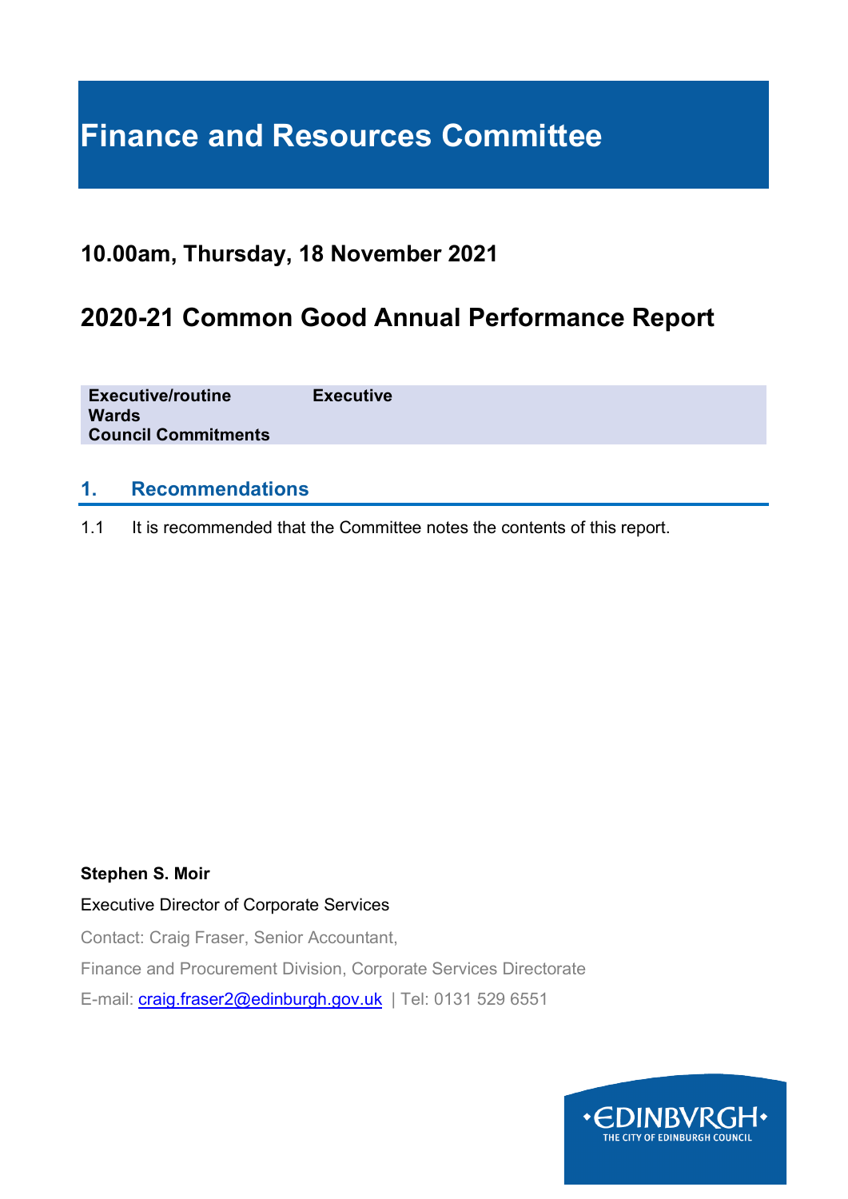# Finance and Resources Committee

## 10.00am, Thursday, 18 November 2021

## 2020-21 Common Good Annual Performance Report

| Executive/routine | Executive |
|---|---|
| Wards | |
| Council Commitments | |

### 1. Recommendations

1.1 It is recommended that the Committee notes the contents of this report.

**Stephen S. Moir**

Executive Director of Corporate Services

Contact: Craig Fraser, Senior Accountant,

Finance and Procurement Division, Corporate Services Directorate

E-mail: craig.fraser2@edinburgh.gov.uk | Tel: 0131 529 6551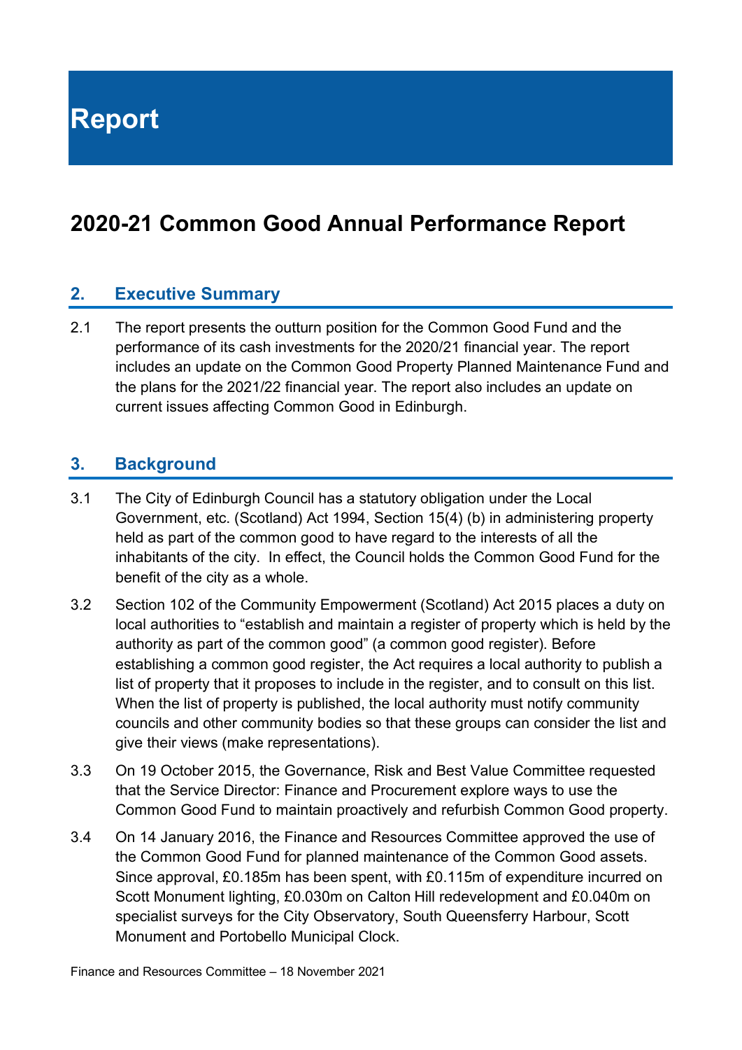# Report

## 2020-21 Common Good Annual Performance Report

### 2. Executive Summary

2.1 The report presents the outturn position for the Common Good Fund and the performance of its cash investments for the 2020/21 financial year. The report includes an update on the Common Good Property Planned Maintenance Fund and the plans for the 2021/22 financial year. The report also includes an update on current issues affecting Common Good in Edinburgh.

### 3. Background

3.1 The City of Edinburgh Council has a statutory obligation under the Local Government, etc. (Scotland) Act 1994, Section 15(4) (b) in administering property held as part of the common good to have regard to the interests of all the inhabitants of the city. In effect, the Council holds the Common Good Fund for the benefit of the city as a whole.

3.2 Section 102 of the Community Empowerment (Scotland) Act 2015 places a duty on local authorities to "establish and maintain a register of property which is held by the authority as part of the common good" (a common good register). Before establishing a common good register, the Act requires a local authority to publish a list of property that it proposes to include in the register, and to consult on this list. When the list of property is published, the local authority must notify community councils and other community bodies so that these groups can consider the list and give their views (make representations).

3.3 On 19 October 2015, the Governance, Risk and Best Value Committee requested that the Service Director: Finance and Procurement explore ways to use the Common Good Fund to maintain proactively and refurbish Common Good property.

3.4 On 14 January 2016, the Finance and Resources Committee approved the use of the Common Good Fund for planned maintenance of the Common Good assets. Since approval, £0.185m has been spent, with £0.115m of expenditure incurred on Scott Monument lighting, £0.030m on Calton Hill redevelopment and £0.040m on specialist surveys for the City Observatory, South Queensferry Harbour, Scott Monument and Portobello Municipal Clock.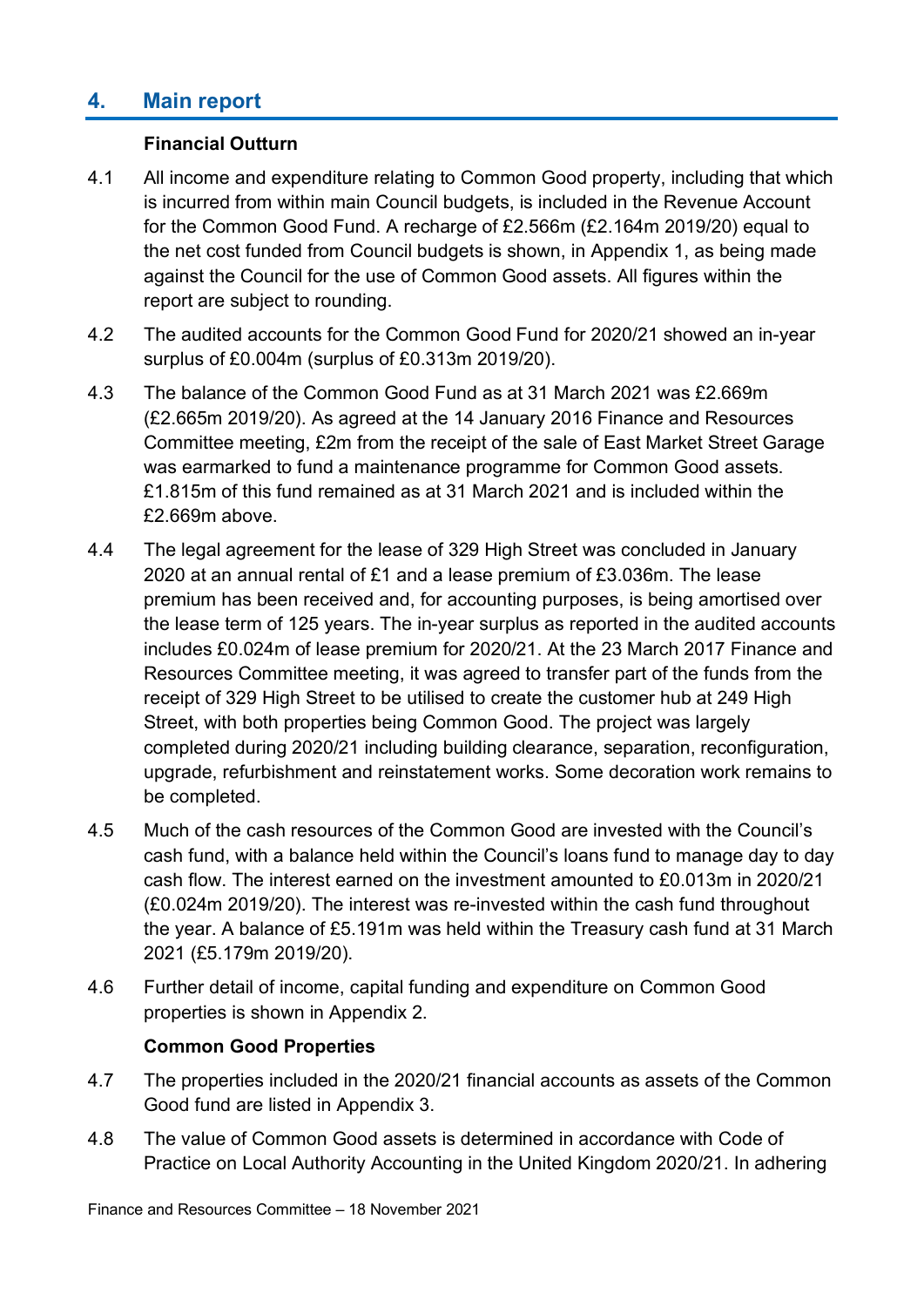## 4. Main report

### Financial Outturn

4.1 All income and expenditure relating to Common Good property, including that which is incurred from within main Council budgets, is included in the Revenue Account for the Common Good Fund. A recharge of £2.566m (£2.164m 2019/20) equal to the net cost funded from Council budgets is shown, in Appendix 1, as being made against the Council for the use of Common Good assets. All figures within the report are subject to rounding.

4.2 The audited accounts for the Common Good Fund for 2020/21 showed an in-year surplus of £0.004m (surplus of £0.313m 2019/20).

4.3 The balance of the Common Good Fund as at 31 March 2021 was £2.669m (£2.665m 2019/20). As agreed at the 14 January 2016 Finance and Resources Committee meeting, £2m from the receipt of the sale of East Market Street Garage was earmarked to fund a maintenance programme for Common Good assets. £1.815m of this fund remained as at 31 March 2021 and is included within the £2.669m above.

4.4 The legal agreement for the lease of 329 High Street was concluded in January 2020 at an annual rental of £1 and a lease premium of £3.036m. The lease premium has been received and, for accounting purposes, is being amortised over the lease term of 125 years. The in-year surplus as reported in the audited accounts includes £0.024m of lease premium for 2020/21. At the 23 March 2017 Finance and Resources Committee meeting, it was agreed to transfer part of the funds from the receipt of 329 High Street to be utilised to create the customer hub at 249 High Street, with both properties being Common Good. The project was largely completed during 2020/21 including building clearance, separation, reconfiguration, upgrade, refurbishment and reinstatement works. Some decoration work remains to be completed.

4.5 Much of the cash resources of the Common Good are invested with the Council's cash fund, with a balance held within the Council's loans fund to manage day to day cash flow. The interest earned on the investment amounted to £0.013m in 2020/21 (£0.024m 2019/20). The interest was re-invested within the cash fund throughout the year. A balance of £5.191m was held within the Treasury cash fund at 31 March 2021 (£5.179m 2019/20).

4.6 Further detail of income, capital funding and expenditure on Common Good properties is shown in Appendix 2.

### Common Good Properties

4.7 The properties included in the 2020/21 financial accounts as assets of the Common Good fund are listed in Appendix 3.

4.8 The value of Common Good assets is determined in accordance with Code of Practice on Local Authority Accounting in the United Kingdom 2020/21. In adhering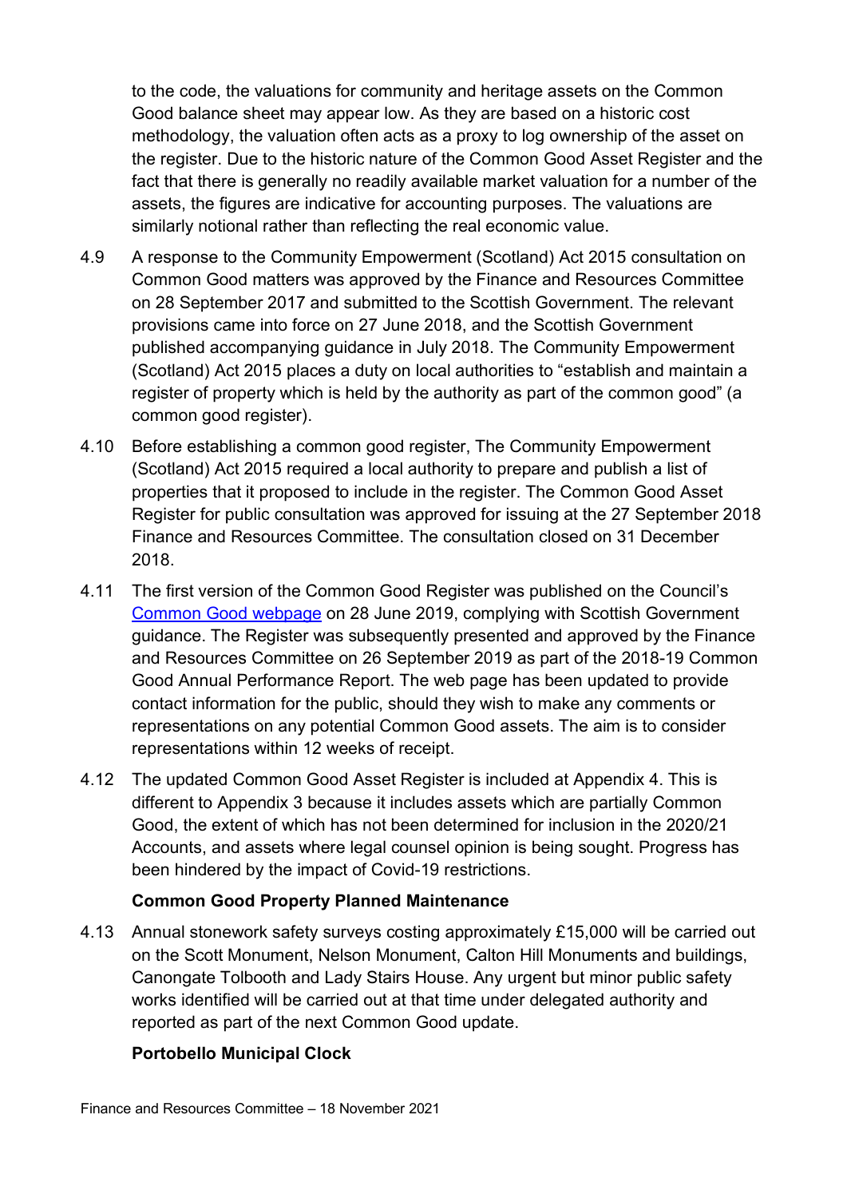to the code, the valuations for community and heritage assets on the Common Good balance sheet may appear low. As they are based on a historic cost methodology, the valuation often acts as a proxy to log ownership of the asset on the register. Due to the historic nature of the Common Good Asset Register and the fact that there is generally no readily available market valuation for a number of the assets, the figures are indicative for accounting purposes. The valuations are similarly notional rather than reflecting the real economic value.

4.9 A response to the Community Empowerment (Scotland) Act 2015 consultation on Common Good matters was approved by the Finance and Resources Committee on 28 September 2017 and submitted to the Scottish Government. The relevant provisions came into force on 27 June 2018, and the Scottish Government published accompanying guidance in July 2018. The Community Empowerment (Scotland) Act 2015 places a duty on local authorities to "establish and maintain a register of property which is held by the authority as part of the common good" (a common good register).

4.10 Before establishing a common good register, The Community Empowerment (Scotland) Act 2015 required a local authority to prepare and publish a list of properties that it proposed to include in the register. The Common Good Asset Register for public consultation was approved for issuing at the 27 September 2018 Finance and Resources Committee. The consultation closed on 31 December 2018.

4.11 The first version of the Common Good Register was published on the Council's [Common Good webpage] on 28 June 2019, complying with Scottish Government guidance. The Register was subsequently presented and approved by the Finance and Resources Committee on 26 September 2019 as part of the 2018-19 Common Good Annual Performance Report. The web page has been updated to provide contact information for the public, should they wish to make any comments or representations on any potential Common Good assets. The aim is to consider representations within 12 weeks of receipt.

4.12 The updated Common Good Asset Register is included at Appendix 4. This is different to Appendix 3 because it includes assets which are partially Common Good, the extent of which has not been determined for inclusion in the 2020/21 Accounts, and assets where legal counsel opinion is being sought. Progress has been hindered by the impact of Covid-19 restrictions.

**Common Good Property Planned Maintenance**

4.13 Annual stonework safety surveys costing approximately £15,000 will be carried out on the Scott Monument, Nelson Monument, Calton Hill Monuments and buildings, Canongate Tolbooth and Lady Stairs House. Any urgent but minor public safety works identified will be carried out at that time under delegated authority and reported as part of the next Common Good update.

**Portobello Municipal Clock**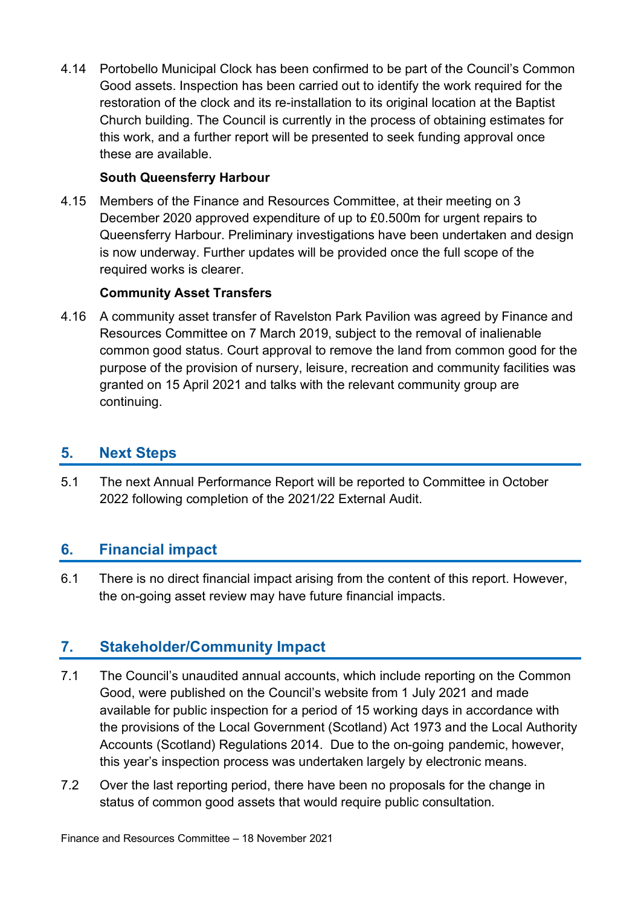4.14 Portobello Municipal Clock has been confirmed to be part of the Council's Common Good assets. Inspection has been carried out to identify the work required for the restoration of the clock and its re-installation to its original location at the Baptist Church building. The Council is currently in the process of obtaining estimates for this work, and a further report will be presented to seek funding approval once these are available.

**South Queensferry Harbour**

4.15 Members of the Finance and Resources Committee, at their meeting on 3 December 2020 approved expenditure of up to £0.500m for urgent repairs to Queensferry Harbour. Preliminary investigations have been undertaken and design is now underway. Further updates will be provided once the full scope of the required works is clearer.

**Community Asset Transfers**

4.16 A community asset transfer of Ravelston Park Pavilion was agreed by Finance and Resources Committee on 7 March 2019, subject to the removal of inalienable common good status. Court approval to remove the land from common good for the purpose of the provision of nursery, leisure, recreation and community facilities was granted on 15 April 2021 and talks with the relevant community group are continuing.

## 5. Next Steps

5.1 The next Annual Performance Report will be reported to Committee in October 2022 following completion of the 2021/22 External Audit.

## 6. Financial impact

6.1 There is no direct financial impact arising from the content of this report. However, the on-going asset review may have future financial impacts.

## 7. Stakeholder/Community Impact

7.1 The Council's unaudited annual accounts, which include reporting on the Common Good, were published on the Council's website from 1 July 2021 and made available for public inspection for a period of 15 working days in accordance with the provisions of the Local Government (Scotland) Act 1973 and the Local Authority Accounts (Scotland) Regulations 2014. Due to the on-going pandemic, however, this year's inspection process was undertaken largely by electronic means.

7.2 Over the last reporting period, there have been no proposals for the change in status of common good assets that would require public consultation.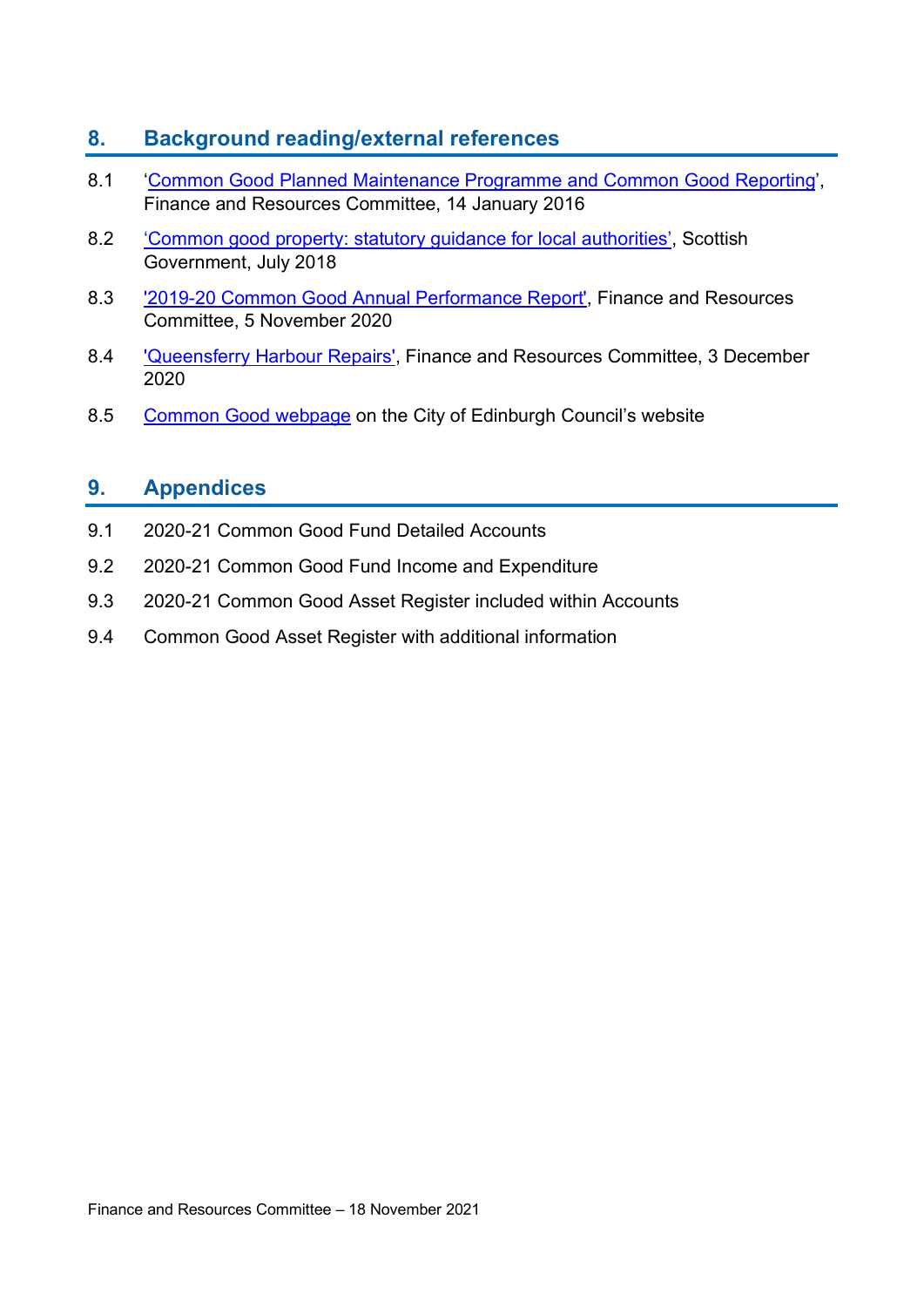## 8. Background reading/external references

8.1 '[Common Good Planned Maintenance Programme and Common Good Reporting](#)', Finance and Resources Committee, 14 January 2016

8.2 [‘Common good property: statutory guidance for local authorities’](#), Scottish Government, July 2018

8.3 ['2019-20 Common Good Annual Performance Report'](#), Finance and Resources Committee, 5 November 2020

8.4 ['Queensferry Harbour Repairs'](#), Finance and Resources Committee, 3 December 2020

8.5 [Common Good webpage](#) on the City of Edinburgh Council’s website

## 9. Appendices

9.1 2020-21 Common Good Fund Detailed Accounts

9.2 2020-21 Common Good Fund Income and Expenditure

9.3 2020-21 Common Good Asset Register included within Accounts

9.4 Common Good Asset Register with additional information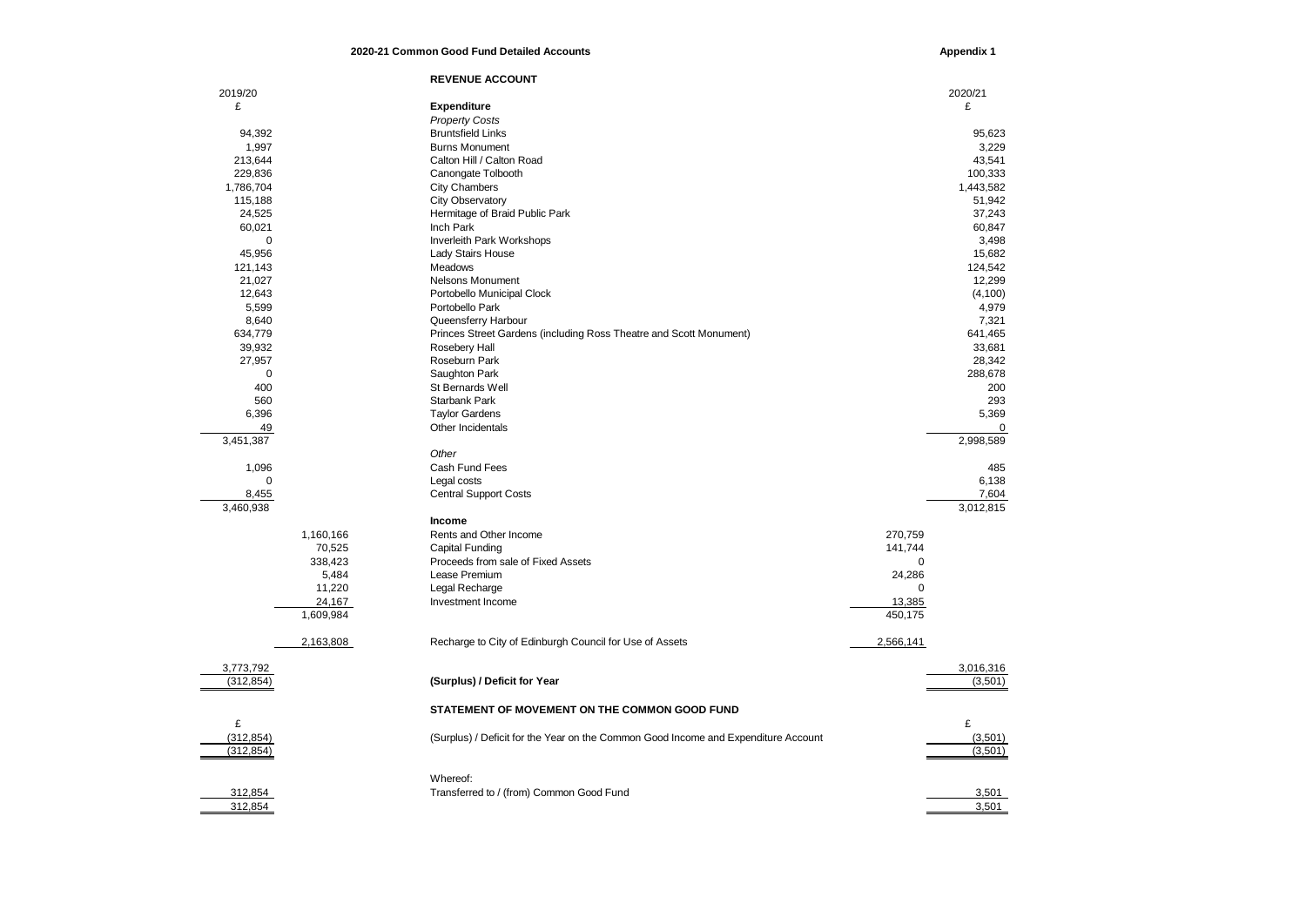**2020-21 Common Good Fund Detailed Accounts** **Appendix 1**

## REVENUE ACCOUNT

| 2019/20 | | | | 2020/21 |
|---|---|---|---|---|
| £ | | **Expenditure** | | £ |
| | | *Property Costs* | | |
| 94,392 | | Bruntsfield Links | | 95,623 |
| 1,997 | | Burns Monument | | 3,229 |
| 213,644 | | Calton Hill / Calton Road | | 43,541 |
| 229,836 | | Canongate Tolbooth | | 100,333 |
| 1,786,704 | | City Chambers | | 1,443,582 |
| 115,188 | | City Observatory | | 51,942 |
| 24,525 | | Hermitage of Braid Public Park | | 37,243 |
| 60,021 | | Inch Park | | 60,847 |
| 0 | | Inverleith Park Workshops | | 3,498 |
| 45,956 | | Lady Stairs House | | 15,682 |
| 121,143 | | Meadows | | 124,542 |
| 21,027 | | Nelsons Monument | | 12,299 |
| 12,643 | | Portobello Municipal Clock | | (4,100) |
| 5,599 | | Portobello Park | | 4,979 |
| 8,640 | | Queensferry Harbour | | 7,321 |
| 634,779 | | Princes Street Gardens (including Ross Theatre and Scott Monument) | | 641,465 |
| 39,932 | | Rosebery Hall | | 33,681 |
| 27,957 | | Roseburn Park | | 28,342 |
| 0 | | Saughton Park | | 288,678 |
| 400 | | St Bernards Well | | 200 |
| 560 | | Starbank Park | | 293 |
| 6,396 | | Taylor Gardens | | 5,369 |
| 49 | | Other Incidentals | | 0 |
| 3,451,387 | | | | 2,998,589 |
| | | *Other* | | |
| 1,096 | | Cash Fund Fees | | 485 |
| 0 | | Legal costs | | 6,138 |
| 8,455 | | Central Support Costs | | 7,604 |
| 3,460,938 | | | | 3,012,815 |
| | | **Income** | | |
| | 1,160,166 | Rents and Other Income | 270,759 | |
| | 70,525 | Capital Funding | 141,744 | |
| | 338,423 | Proceeds from sale of Fixed Assets | 0 | |
| | 5,484 | Lease Premium | 24,286 | |
| | 11,220 | Legal Recharge | 0 | |
| | 24,167 | Investment Income | 13,385 | |
| | 1,609,984 | | 450,175 | |
| | 2,163,808 | Recharge to City of Edinburgh Council for Use of Assets | 2,566,141 | |
| 3,773,792 | | | | 3,016,316 |
| (312,854) | | **(Surplus) / Deficit for Year** | | (3,501) |

## STATEMENT OF MOVEMENT ON THE COMMON GOOD FUND

| £ | | £ |
|---|---|---|
| (312,854) | (Surplus) / Deficit for the Year on the Common Good Income and Expenditure Account | (3,501) |
| (312,854) | | (3,501) |
| | Whereof: | |
| 312,854 | Transferred to / (from) Common Good Fund | 3,501 |
| 312,854 | | 3,501 |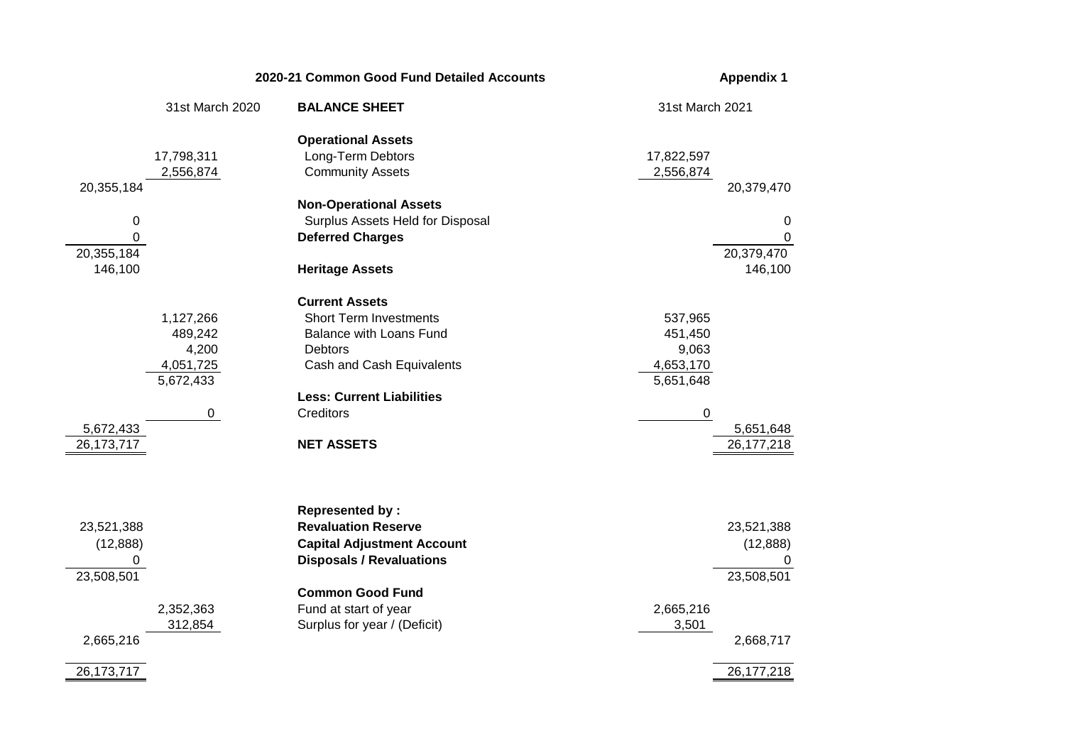## 2020-21 Common Good Fund Detailed Accounts

**Appendix 1**

| 31st March 2020 | | BALANCE SHEET | 31st March 2021 | |
|---|---|---|---|---|
| | | **Operational Assets** | | |
| | 17,798,311 | Long-Term Debtors | 17,822,597 | |
| | 2,556,874 | Community Assets | 2,556,874 | |
| 20,355,184 | | | | 20,379,470 |
| | | **Non-Operational Assets** | | |
| 0 | | Surplus Assets Held for Disposal | | 0 |
| 0 | | **Deferred Charges** | | 0 |
| 20,355,184 | | | | 20,379,470 |
| 146,100 | | **Heritage Assets** | | 146,100 |
| | | **Current Assets** | | |
| | 1,127,266 | Short Term Investments | 537,965 | |
| | 489,242 | Balance with Loans Fund | 451,450 | |
| | 4,200 | Debtors | 9,063 | |
| | 4,051,725 | Cash and Cash Equivalents | 4,653,170 | |
| | 5,672,433 | | 5,651,648 | |
| | | **Less: Current Liabilities** | | |
| | 0 | Creditors | 0 | |
| 5,672,433 | | | | 5,651,648 |
| 26,173,717 | | **NET ASSETS** | | 26,177,218 |
| | | | | |
| | | **Represented by :** | | |
| 23,521,388 | | **Revaluation Reserve** | | 23,521,388 |
| (12,888) | | **Capital Adjustment Account** | | (12,888) |
| 0 | | **Disposals / Revaluations** | | 0 |
| 23,508,501 | | | | 23,508,501 |
| | | **Common Good Fund** | | |
| | 2,352,363 | Fund at start of year | 2,665,216 | |
| | 312,854 | Surplus for year / (Deficit) | 3,501 | |
| 2,665,216 | | | | 2,668,717 |
| 26,173,717 | | | | 26,177,218 |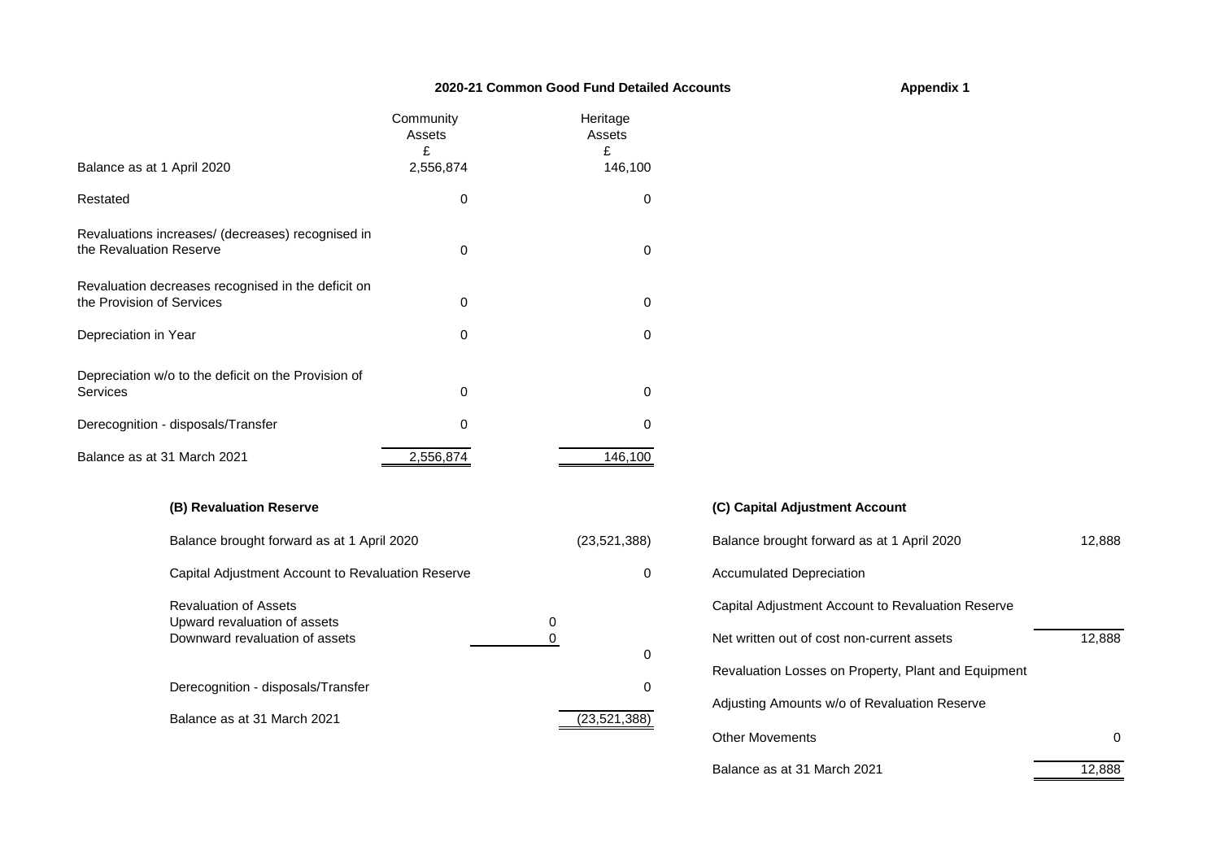## 2020-21 Common Good Fund Detailed Accounts

**Appendix 1**

| | Community Assets £ | Heritage Assets £ |
|---|---|---|
| Balance as at 1 April 2020 | 2,556,874 | 146,100 |
| Restated | 0 | 0 |
| Revaluations increases/ (decreases) recognised in the Revaluation Reserve | 0 | 0 |
| Revaluation decreases recognised in the deficit on the Provision of Services | 0 | 0 |
| Depreciation in Year | 0 | 0 |
| Depreciation w/o to the deficit on the Provision of Services | 0 | 0 |
| Derecognition - disposals/Transfer | 0 | 0 |
| Balance as at 31 March 2021 | 2,556,874 | 146,100 |

### (B) Revaluation Reserve

| | | |
|---|---|---|
| Balance brought forward as at 1 April 2020 | | (23,521,388) |
| Capital Adjustment Account to Revaluation Reserve | | 0 |
| Revaluation of Assets | | |
| Upward revaluation of assets | 0 | |
| Downward revaluation of assets | 0 | |
| | | 0 |
| Derecognition - disposals/Transfer | | 0 |
| Balance as at 31 March 2021 | | (23,521,388) |

### (C) Capital Adjustment Account

| | |
|---|---|
| Balance brought forward as at 1 April 2020 | 12,888 |
| Accumulated Depreciation | |
| Capital Adjustment Account to Revaluation Reserve | |
| Net written out of cost non-current assets | 12,888 |
| Revaluation Losses on Property, Plant and Equipment | |
| Adjusting Amounts w/o of Revaluation Reserve | |
| Other Movements | 0 |
| Balance as at 31 March 2021 | 12,888 |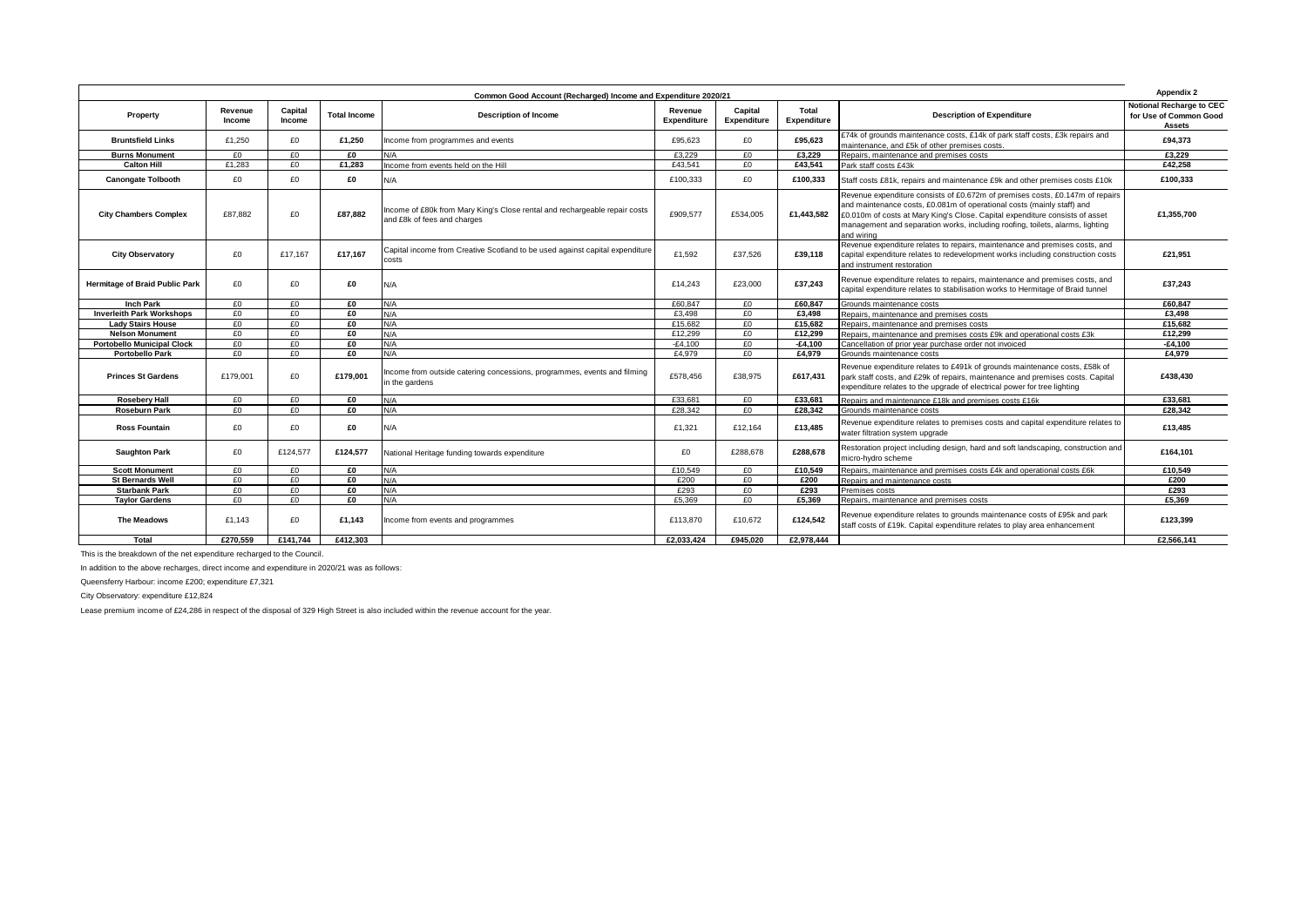Appendix 2

**Common Good Account (Recharged) Income and Expenditure 2020/21**

| Property | Revenue Income | Capital Income | Total Income | Description of Income | Revenue Expenditure | Capital Expenditure | Total Expenditure | Description of Expenditure | Notional Recharge to CEC for Use of Common Good Assets |
|---|---|---|---|---|---|---|---|---|---|
| **Bruntsfield Links** | £1,250 | £0 | **£1,250** | Income from programmes and events | £95,623 | £0 | **£95,623** | £74k of grounds maintenance costs, £14k of park staff costs, £3k repairs and maintenance, and £5k of other premises costs. | **£94,373** |
| **Burns Monument** | £0 | £0 | **£0** | N/A | £3,229 | £0 | **£3,229** | Repairs, maintenance and premises costs | **£3,229** |
| **Calton Hill** | £1,283 | £0 | **£1,283** | Income from events held on the Hill | £43,541 | £0 | **£43,541** | Park staff costs £43k | **£42,258** |
| **Canongate Tolbooth** | £0 | £0 | **£0** | N/A | £100,333 | £0 | **£100,333** | Staff costs £81k, repairs and maintenance £9k and other premises costs £10k | **£100,333** |
| **City Chambers Complex** | £87,882 | £0 | **£87,882** | Income of £80k from Mary King's Close rental and rechargeable repair costs and £8k of fees and charges | £909,577 | £534,005 | **£1,443,582** | Revenue expenditure consists of £0.672m of premises costs, £0.147m of repairs and maintenance costs, £0.081m of operational costs (mainly staff) and £0.010m of costs at Mary King's Close. Capital expenditure consists of asset management and separation works, including roofing, toilets, alarms, lighting and wiring | **£1,355,700** |
| **City Observatory** | £0 | £17,167 | **£17,167** | Capital income from Creative Scotland to be used against capital expenditure costs | £1,592 | £37,526 | **£39,118** | Revenue expenditure relates to repairs, maintenance and premises costs, and capital expenditure relates to redevelopment works including construction costs and instrument restoration | **£21,951** |
| **Hermitage of Braid Public Park** | £0 | £0 | **£0** | N/A | £14,243 | £23,000 | **£37,243** | Revenue expenditure relates to repairs, maintenance and premises costs, and capital expenditure relates to stabilisation works to Hermitage of Braid tunnel | **£37,243** |
| **Inch Park** | £0 | £0 | **£0** | N/A | £60,847 | £0 | **£60,847** | Grounds maintenance costs | **£60,847** |
| **Inverleith Park Workshops** | £0 | £0 | **£0** | N/A | £3,498 | £0 | **£3,498** | Repairs, maintenance and premises costs | **£3,498** |
| **Lady Stairs House** | £0 | £0 | **£0** | N/A | £15,682 | £0 | **£15,682** | Repairs, maintenance and premises costs | **£15,682** |
| **Nelson Monument** | £0 | £0 | **£0** | N/A | £12,299 | £0 | **£12,299** | Repairs, maintenance and premises costs £9k and operational costs £3k | **£12,299** |
| **Portobello Municipal Clock** | £0 | £0 | **£0** | N/A | -£4,100 | £0 | **-£4,100** | Cancellation of prior year purchase order not invoiced | **-£4,100** |
| **Portobello Park** | £0 | £0 | **£0** | N/A | £4,979 | £0 | **£4,979** | Grounds maintenance costs | **£4,979** |
| **Princes St Gardens** | £179,001 | £0 | **£179,001** | Income from outside catering concessions, programmes, events and filming in the gardens | £578,456 | £38,975 | **£617,431** | Revenue expenditure relates to £491k of grounds maintenance costs, £58k of park staff costs, and £29k of repairs, maintenance and premises costs. Capital expenditure relates to the upgrade of electrical power for tree lighting | **£438,430** |
| **Rosebery Hall** | £0 | £0 | **£0** | N/A | £33,681 | £0 | **£33,681** | Repairs and maintenance £18k and premises costs £16k | **£33,681** |
| **Roseburn Park** | £0 | £0 | **£0** | N/A | £28,342 | £0 | **£28,342** | Grounds maintenance costs | **£28,342** |
| **Ross Fountain** | £0 | £0 | **£0** | N/A | £1,321 | £12,164 | **£13,485** | Revenue expenditure relates to premises costs and capital expenditure relates to water filtration system upgrade | **£13,485** |
| **Saughton Park** | £0 | £124,577 | **£124,577** | National Heritage funding towards expenditure | £0 | £288,678 | **£288,678** | Restoration project including design, hard and soft landscaping, construction and micro-hydro scheme | **£164,101** |
| **Scott Monument** | £0 | £0 | **£0** | N/A | £10,549 | £0 | **£10,549** | Repairs, maintenance and premises costs £4k and operational costs £6k | **£10,549** |
| **St Bernards Well** | £0 | £0 | **£0** | N/A | £200 | £0 | **£200** | Repairs and maintenance costs | **£200** |
| **Starbank Park** | £0 | £0 | **£0** | N/A | £293 | £0 | **£293** | Premises costs | **£293** |
| **Taylor Gardens** | £0 | £0 | **£0** | N/A | £5,369 | £0 | **£5,369** | Repairs, maintenance and premises costs | **£5,369** |
| **The Meadows** | £1,143 | £0 | **£1,143** | Income from events and programmes | £113,870 | £10,672 | **£124,542** | Revenue expenditure relates to grounds maintenance costs of £95k and park staff costs of £19k. Capital expenditure relates to play area enhancement | **£123,399** |
| **Total** | **£270,559** | **£141,744** | **£412,303** | | **£2,033,424** | **£945,020** | **£2,978,444** | | **£2,566,141** |

This is the breakdown of the net expenditure recharged to the Council.

In addition to the above recharges, direct income and expenditure in 2020/21 was as follows:

Queensferry Harbour: income £200; expenditure £7,321

City Observatory: expenditure £12,824

Lease premium income of £24,286 in respect of the disposal of 329 High Street is also included within the revenue account for the year.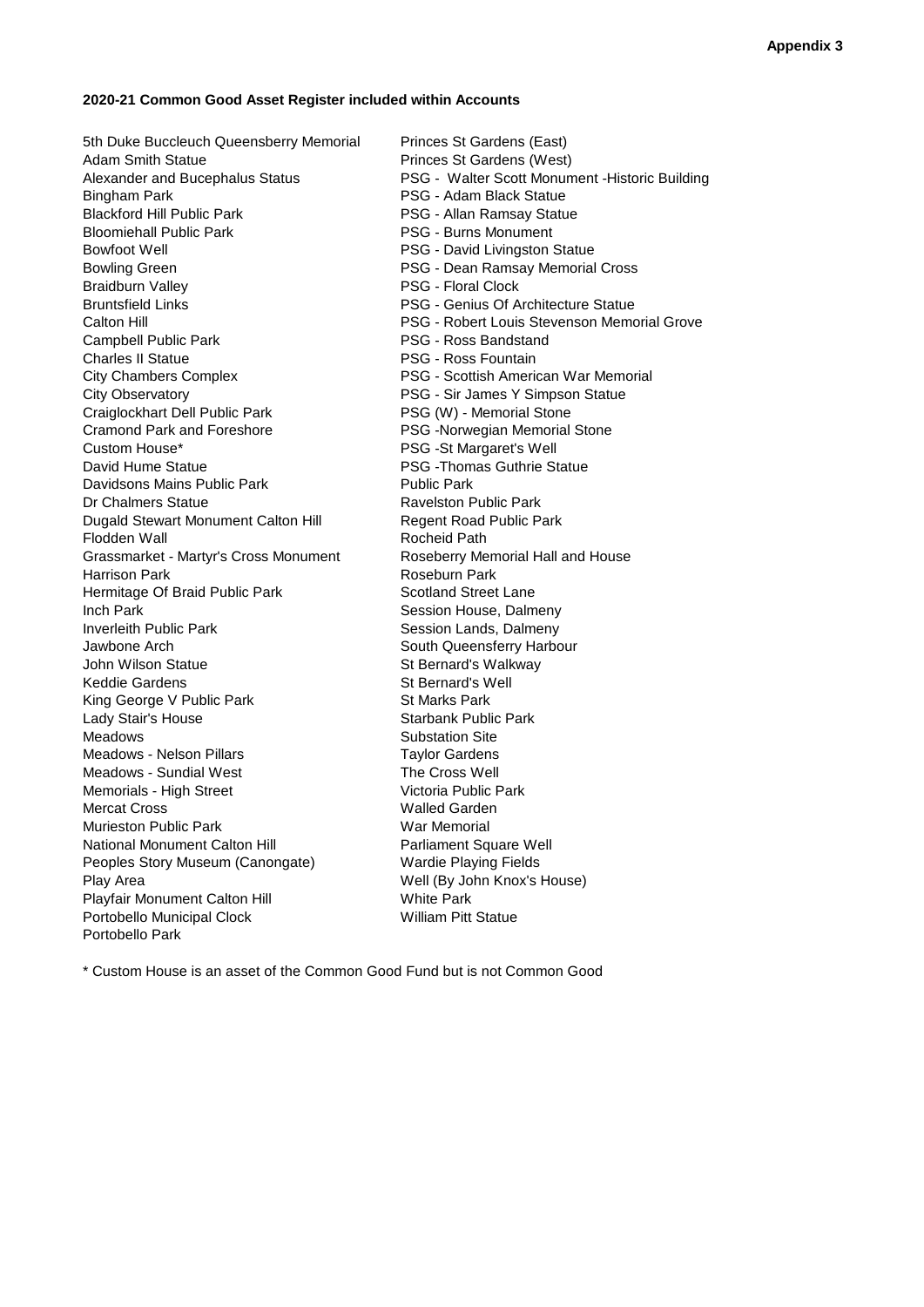**Appendix 3**

**2020-21 Common Good Asset Register included within Accounts**

5th Duke Buccleuch Queensberry Memorial
Adam Smith Statue
Alexander and Bucephalus Status
Bingham Park
Blackford Hill Public Park
Bloomiehall Public Park
Bowfoot Well
Bowling Green
Braidburn Valley
Bruntsfield Links
Calton Hill
Campbell Public Park
Charles II Statue
City Chambers Complex
City Observatory
Craiglockhart Dell Public Park
Cramond Park and Foreshore
Custom House*
David Hume Statue
Davidsons Mains Public Park
Dr Chalmers Statue
Dugald Stewart Monument Calton Hill
Flodden Wall
Grassmarket - Martyr's Cross Monument
Harrison Park
Hermitage Of Braid Public Park
Inch Park
Inverleith Public Park
Jawbone Arch
John Wilson Statue
Keddie Gardens
King George V Public Park
Lady Stair's House
Meadows
Meadows - Nelson Pillars
Meadows - Sundial West
Memorials - High Street
Mercat Cross
Murieston Public Park
National Monument Calton Hill
Peoples Story Museum (Canongate)
Play Area
Playfair Monument Calton Hill
Portobello Municipal Clock
Portobello Park
Princes St Gardens (East)
Princes St Gardens (West)
PSG - Walter Scott Monument -Historic Building
PSG - Adam Black Statue
PSG - Allan Ramsay Statue
PSG - Burns Monument
PSG - David Livingston Statue
PSG - Dean Ramsay Memorial Cross
PSG - Floral Clock
PSG - Genius Of Architecture Statue
PSG - Robert Louis Stevenson Memorial Grove
PSG - Ross Bandstand
PSG - Ross Fountain
PSG - Scottish American War Memorial
PSG - Sir James Y Simpson Statue
PSG (W) - Memorial Stone
PSG -Norwegian Memorial Stone
PSG -St Margaret's Well
PSG -Thomas Guthrie Statue
Public Park
Ravelston Public Park
Regent Road Public Park
Rocheid Path
Roseberry Memorial Hall and House
Roseburn Park
Scotland Street Lane
Session House, Dalmeny
Session Lands, Dalmeny
South Queensferry Harbour
St Bernard's Walkway
St Bernard's Well
St Marks Park
Starbank Public Park
Substation Site
Taylor Gardens
The Cross Well
Victoria Public Park
Walled Garden
War Memorial
Parliament Square Well
Wardie Playing Fields
Well (By John Knox's House)
White Park
William Pitt Statue

* Custom House is an asset of the Common Good Fund but is not Common Good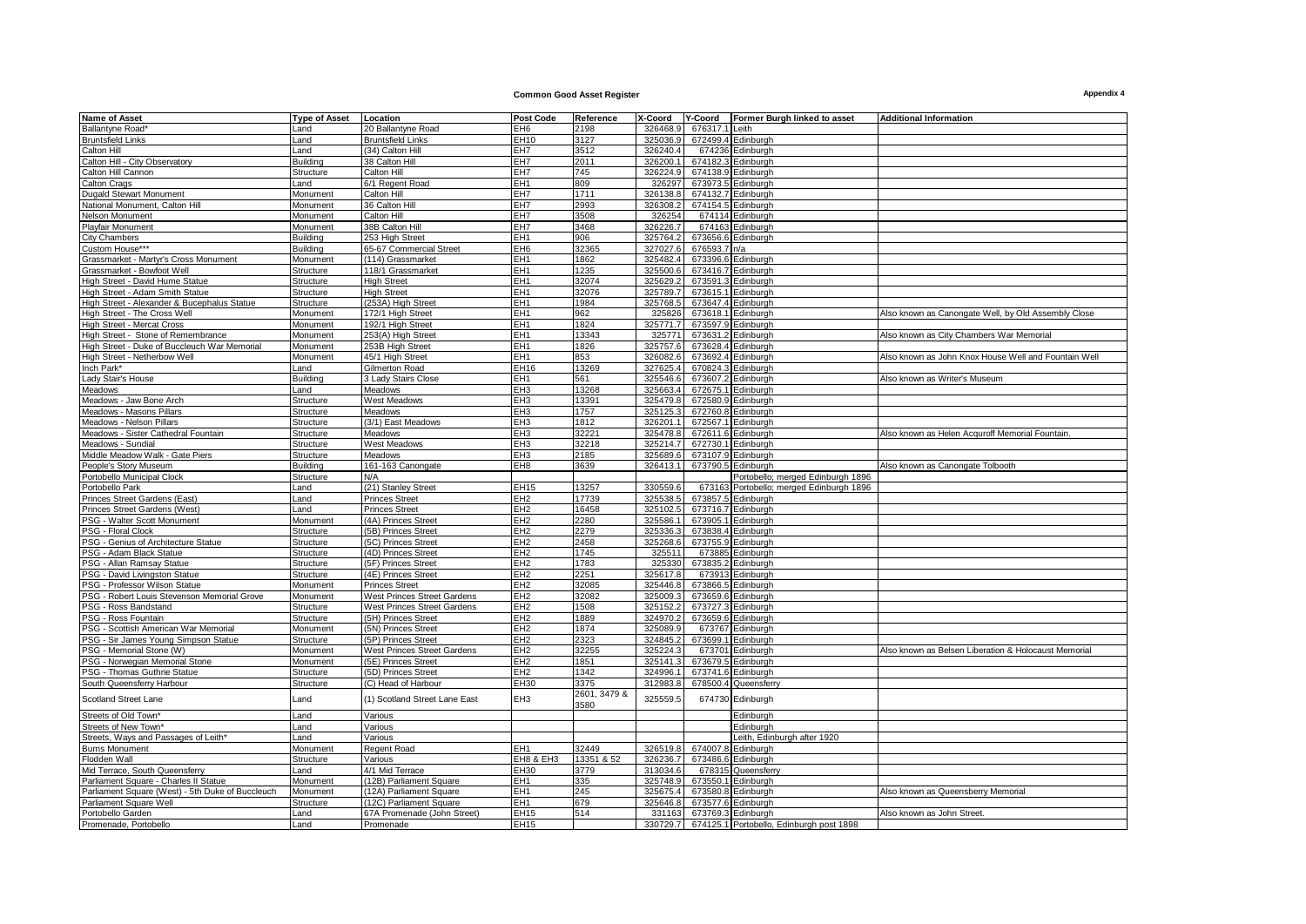# Common Good Asset Register

Appendix 4

| Name of Asset | Type of Asset | Location | Post Code | Reference | X-Coord | Y-Coord | Former Burgh linked to asset | Additional Information |
|---|---|---|---|---|---|---|---|---|
| Ballantyne Road* | Land | 20 Ballantyne Road | EH6 | 2198 | 326468.9 | 676317.1 | Leith | |
| Bruntsfield Links | Land | Bruntsfield Links | EH10 | 3127 | 325036.9 | 672499.4 | Edinburgh | |
| Calton Hill | Land | (34) Calton Hill | EH7 | 3512 | 326240.4 | 674236 | Edinburgh | |
| Calton Hill - City Observatory | Building | 38 Calton Hill | EH7 | 2011 | 326200.1 | 674182.3 | Edinburgh | |
| Calton Hill Cannon | Structure | Calton Hill | EH7 | 745 | 326224.9 | 674138.9 | Edinburgh | |
| Calton Crags | Land | 6/1 Regent Road | EH1 | 809 | 326297 | 673973.5 | Edinburgh | |
| Dugald Stewart Monument | Monument | Calton Hill | EH7 | 1711 | 326138.8 | 674132.7 | Edinburgh | |
| National Monument, Calton Hill | Monument | 36 Calton Hill | EH7 | 2993 | 326308.2 | 674154.5 | Edinburgh | |
| Nelson Monument | Monument | Calton Hill | EH7 | 3508 | 326254 | 674114 | Edinburgh | |
| Playfair Monument | Monument | 38B Calton Hill | EH7 | 3468 | 326226.7 | 674163 | Edinburgh | |
| City Chambers | Building | 253 High Street | EH1 | 906 | 325764.2 | 673656.6 | Edinburgh | |
| Custom House*** | Building | 65-67 Commercial Street | EH6 | 32365 | 327027.6 | 676593.7 | n/a | |
| Grassmarket - Martyr's Cross Monument | Monument | (114) Grassmarket | EH1 | 1862 | 325482.4 | 673396.6 | Edinburgh | |
| Grassmarket - Bowfoot Well | Structure | 118/1 Grassmarket | EH1 | 1235 | 325500.6 | 673416.7 | Edinburgh | |
| High Street - David Hume Statue | Structure | High Street | EH1 | 32074 | 325629.2 | 673591.3 | Edinburgh | |
| High Street - Adam Smith Statue | Structure | High Street | EH1 | 32076 | 325789.7 | 673615.1 | Edinburgh | |
| High Street - Alexander & Bucephalus Statue | Structure | (253A) High Street | EH1 | 1984 | 325768.5 | 673647.4 | Edinburgh | |
| High Street - The Cross Well | Monument | 172/1 High Street | EH1 | 962 | 325826 | 673618.1 | Edinburgh | Also known as Canongate Well, by Old Assembly Close |
| High Street - Mercat Cross | Monument | 192/1 High Street | EH1 | 1824 | 325771.7 | 673597.9 | Edinburgh | |
| High Street - Stone of Remembrance | Monument | 253(A) High Street | EH1 | 13343 | 325771 | 673631.2 | Edinburgh | Also known as City Chambers War Memorial |
| High Street - Duke of Buccleuch War Memorial | Monument | 253B High Street | EH1 | 1826 | 325757.6 | 673628.4 | Edinburgh | |
| High Street - Netherbow Well | Monument | 45/1 High Street | EH1 | 853 | 326082.6 | 673692.4 | Edinburgh | Also known as John Knox House Well and Fountain Well |
| Inch Park* | Land | Gilmerton Road | EH16 | 13269 | 327625.4 | 670824.3 | Edinburgh | |
| Lady Stair's House | Building | 3 Lady Stairs Close | EH1 | 561 | 325546.6 | 673607.2 | Edinburgh | Also known as Writer's Museum |
| Meadows | Land | Meadows | EH3 | 13268 | 325663.4 | 672675.1 | Edinburgh | |
| Meadows - Jaw Bone Arch | Structure | West Meadows | EH3 | 13391 | 325479.8 | 672580.9 | Edinburgh | |
| Meadows - Masons Pillars | Structure | Meadows | EH3 | 1757 | 325125.3 | 672760.8 | Edinburgh | |
| Meadows - Nelson Pillars | Structure | (3/1) East Meadows | EH3 | 1812 | 326201.1 | 672567.1 | Edinburgh | |
| Meadows - Sister Cathedral Fountain | Structure | Meadows | EH3 | 32221 | 325478.8 | 672611.6 | Edinburgh | Also known as Helen Acquroff Memorial Fountain. |
| Meadows - Sundial | Structure | West Meadows | EH3 | 32218 | 325214.7 | 672730.1 | Edinburgh | |
| Middle Meadow Walk - Gate Piers | Structure | Meadows | EH3 | 2185 | 325689.6 | 673107.9 | Edinburgh | |
| People's Story Museum | Building | 161-163 Canongate | EH8 | 3639 | 326413.1 | 673790.5 | Edinburgh | Also known as Canongate Tolbooth |
| Portobello Municipal Clock | Structure | N/A | | | | | Portobello; merged Edinburgh 1896 | |
| Portobello Park | Land | (21) Stanley Street | EH15 | 13257 | 330559.6 | 673163 | Portobello; merged Edinburgh 1896 | |
| Princes Street Gardens (East) | Land | Princes Street | EH2 | 17739 | 325538.5 | 673857.5 | Edinburgh | |
| Princes Street Gardens (West) | Land | Princes Street | EH2 | 16458 | 325102.5 | 673716.7 | Edinburgh | |
| PSG - Walter Scott Monument | Monument | (4A) Princes Street | EH2 | 2280 | 325586.1 | 673905.1 | Edinburgh | |
| PSG - Floral Clock | Structure | (5B) Princes Street | EH2 | 2279 | 325336.3 | 673838.4 | Edinburgh | |
| PSG - Genius of Architecture Statue | Structure | (5C) Princes Street | EH2 | 2458 | 325268.6 | 673755.9 | Edinburgh | |
| PSG - Adam Black Statue | Structure | (4D) Princes Street | EH2 | 1745 | 325511 | 673885 | Edinburgh | |
| PSG - Allan Ramsay Statue | Structure | (5F) Princes Street | EH2 | 1783 | 325330 | 673835.2 | Edinburgh | |
| PSG - David Livingston Statue | Structure | (4E) Princes Street | EH2 | 2251 | 325617.8 | 673913 | Edinburgh | |
| PSG - Professor Wilson Statue | Monument | Princes Street | EH2 | 32085 | 325446.8 | 673866.5 | Edinburgh | |
| PSG - Robert Louis Stevenson Memorial Grove | Monument | West Princes Street Gardens | EH2 | 32082 | 325009.3 | 673659.6 | Edinburgh | |
| PSG - Ross Bandstand | Structure | West Princes Street Gardens | EH2 | 1508 | 325152.2 | 673727.3 | Edinburgh | |
| PSG - Ross Fountain | Structure | (5H) Princes Street | EH2 | 1889 | 324970.2 | 673659.6 | Edinburgh | |
| PSG - Scottish American War Memorial | Monument | (5N) Princes Street | EH2 | 1874 | 325089.9 | 673767 | Edinburgh | |
| PSG - Sir James Young Simpson Statue | Structure | (5P) Princes Street | EH2 | 2323 | 324845.2 | 673699.1 | Edinburgh | |
| PSG - Memorial Stone (W) | Monument | West Princes Street Gardens | EH2 | 32255 | 325224.3 | 673701 | Edinburgh | Also known as Belsen Liberation & Holocaust Memorial |
| PSG - Norwegian Memorial Stone | Monument | (5E) Princes Street | EH2 | 1851 | 325141.3 | 673679.5 | Edinburgh | |
| PSG - Thomas Guthrie Statue | Structure | (5D) Princes Street | EH2 | 1342 | 324996.1 | 673741.6 | Edinburgh | |
| South Queensferry Harbour | Structure | (C) Head of Harbour | EH30 | 3375 | 312983.8 | 678500.4 | Queensferry | |
| Scotland Street Lane | Land | (1) Scotland Street Lane East | EH3 | 2601, 3479 & 3580 | 325559.5 | 674730 | Edinburgh | |
| Streets of Old Town* | Land | Various | | | | | Edinburgh | |
| Streets of New Town* | Land | Various | | | | | Edinburgh | |
| Streets, Ways and Passages of Leith* | Land | Various | | | | | Leith, Edinburgh after 1920 | |
| Burns Monument | Monument | Regent Road | EH1 | 32449 | 326519.8 | 674007.8 | Edinburgh | |
| Flodden Wall | Structure | Various | EH8 & EH1 | 13351 & 52 | 326236.7 | 673486.6 | Edinburgh | |
| Mid Terrace, South Queensferry | Land | 4/1 Mid Terrace | EH30 | 3779 | 313034.6 | 678315 | Queensferry | |
| Parliament Square - Charles II Statue | Monument | (12B) Parliament Square | EH1 | 335 | 325748.9 | 673550.1 | Edinburgh | |
| Parliament Square (West) - 5th Duke of Buccleuch | Monument | (12A) Parliament Square | EH1 | 245 | 325675.4 | 673580.8 | Edinburgh | Also known as Queensberry Memorial |
| Parliament Square Well | Structure | (12C) Parliament Square | EH1 | 679 | 325646.8 | 673577.6 | Edinburgh | |
| Portobello Garden | Land | 67A Promenade (John Street) | EH15 | 514 | 331163 | 673769.3 | Edinburgh | Also known as John Street. |
| Promenade, Portobello | Land | Promenade | EH15 | | 330729.7 | 674125.1 | Portobello, Edinburgh post 1898 | |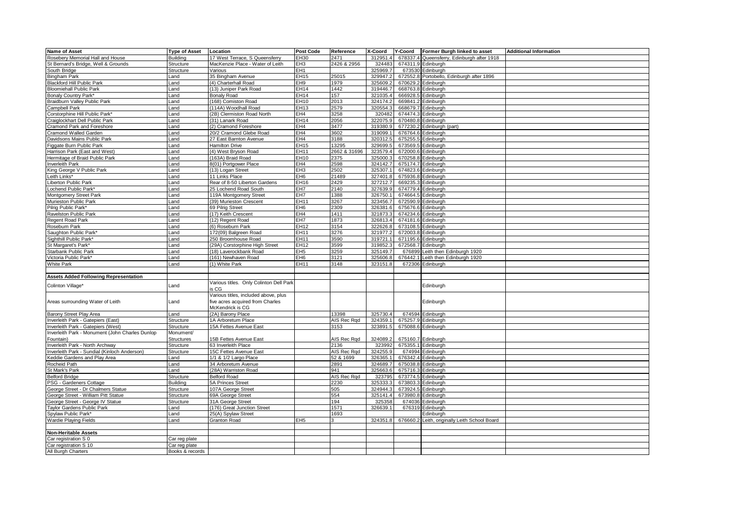| Name of Asset | Type of Asset | Location | Post Code | Reference | X-Coord | Y-Coord | Former Burgh linked to asset | Additional Information |
|---|---|---|---|---|---|---|---|---|
| Rosebery Memorial Hall and House | Building | 17 West Terrace, S Queensferry | EH30 | 2471 | 312951.4 | 678337.4 | Queensferry, Edinburgh after 1918 | |
| St Bernard's Bridge, Well & Grounds | Structure | MacKenzie Place - Water of Leith | EH3 | 2426 & 2956 | 324483 | 674311.9 | Edinburgh | |
| South Bridge | Structure | Various | EH1 | | 325969.7 | 673530 | Edinburgh | |
| Bingham Park | Land | 35 Bingham Avenue | EH15 | 25015 | 329947.2 | 672552.8 | Portobello, Edinburgh after 1896 | |
| Blackford Hill Public Park | Land | (4) Charterhall Road | EH9 | 1979 | 325609.2 | 670629.2 | Edinburgh | |
| Bloomiehall Public Park | Land | (13) Juniper Park Road | EH14 | 1442 | 319446.7 | 668763.8 | Edinburgh | |
| Bonaly Country Park* | Land | Bonaly Road | EH14 | 157 | 321035.4 | 666928.5 | Edinburgh | |
| Braidburn Valley Public Park | Land | (168) Comiston Road | EH10 | 2013 | 324174.2 | 669841.2 | Edinburgh | |
| Campbell Park | Land | (114A) Woodhall Road | EH13 | 2579 | 320554.3 | 668679.7 | Edinburgh | |
| Corstorphine Hill Public Park* | Land | (2B) Clermiston Road North | EH4 | 3258 | 320482 | 674474.3 | Edinburgh | |
| Craiglockhart Dell Public Park | Land | (31) Lanark Road | EH14 | 2056 | 322075.9 | 670480.8 | Edinburgh | |
| Cramond Park and Foreshore | Land | (2) Cramond Foreshore | EH4 | 3477 | 319380.9 | 677230.2 | Edinburgh (part) | |
| Cramond Walled Garden | Land | 20/2 Cramond Glebe Road | EH4 | 3602 | 319099.1 | 676764.6 | Edinburgh | |
| Davidsons Mains Public Park | Land | 27 East Barnton Avenue | EH4 | 3188 | 320312.5 | 675255.5 | Edinburgh | |
| Figgate Burn Public Park | Land | Hamilton Drive | EH15 | 13295 | 329699.5 | 673569.5 | Edinburgh | |
| Harrison Park (East and West) | Land | (4) West Bryson Road | EH11 | 2662 & 31696 | 323579.4 | 672000.6 | Edinburgh | |
| Hermitage of Braid Public Park | Land | (163A) Braid Road | EH10 | 2375 | 325000.3 | 670258.8 | Edinburgh | |
| Inverleith Park | Land | 8(01) Portgower Place | EH4 | 2598 | 324142.7 | 675174.7 | Edinburgh | |
| King George V Public Park | Land | (13) Logan Street | EH3 | 2502 | 325307.1 | 674823.6 | Edinburgh | |
| Leith Links* | Land | 11 Links Place | EH6 | 21489 | 327401.8 | 675936.8 | Edinburgh | |
| Liberton Public Park | Land | Rear of 8-50 Liberton Gardens | EH16 | 2429 | 327212.7 | 669235.3 | Edinburgh | |
| Lochend Public Park* | Land | 25 Lochend Road South | EH7 | 2140 | 327639.9 | 674779.4 | Edinburgh | |
| Montgomery Street Park | Land | 119A Montgomery Street | EH7 | 1388 | 326750.1 | 674664.5 | Edinburgh | |
| Murieston Public Park | Land | (39) Murieston Crescent | EH11 | 3267 | 323456.7 | 672590.9 | Edinburgh | |
| Pilrig Public Park* | Land | 69 Pilrig Street | EH6 | 2309 | 326381.6 | 675676.6 | Edinburgh | |
| Ravelston Public Park | Land | (17) Keith Crescent | EH4 | 1411 | 321873.3 | 674234.6 | Edinburgh | |
| Regent Road Park | Land | (12) Regent Road | EH7 | 1873 | 326813.4 | 674181.6 | Edinburgh | |
| Roseburn Park | Land | (6) Roseburn Park | EH12 | 3154 | 322626.8 | 673108.5 | Edinburgh | |
| Saughton Public Park* | Land | 172(09) Balgreen Road | EH11 | 3276 | 321977.2 | 672003.8 | Edinburgh | |
| Sighthill Public Park* | Land | 250 Broomhouse Road | EH11 | 3590 | 319721.1 | 671195.6 | Edinburgh | |
| St Margaret's Park* | Land | (29A) Corstorphine High Street | EH12 | 3599 | 319852.3 | 672568.7 | Edinburgh | |
| Starbank Public Park | Land | (18) Laverockbank Road | EH5 | 3259 | 325149.7 | 676899 | Leith then Edinburgh 1920 | |
| Victoria Public Park* | Land | (161) Newhaven Road | EH6 | 3121 | 325606.8 | 676442.1 | Leith then Edinburgh 1920 | |
| White Park | Land | (1) White Park | EH11 | 3148 | 323151.8 | 672306 | Edinburgh | |
| | | | | | | | | |
| **Assets Added Following Representation** | | | | | | | | |
| Colinton Village* | Land | Various titles. Only Colinton Dell Park is CG | | | | | Edinburgh | |
| Areas surrounding Water of Leith | Land | Various titles, included above, plus five acres acquired from Charles McKendrick is CG | | | | | Edinburgh | |
| Barony Street Play Area | Land | (2A) Barony Place | | 13398 | 325730.4 | 674594 | Edinburgh | |
| Inverleith Park - Gatepiers (East) | Structure | 1A Arboretum Place | | AIS Rec Rqd | 324359.1 | 675257.9 | Edinburgh | |
| Inverleith Park - Gatepiers (West) | Structure | 15A Fettes Avenue East | | 3153 | 323891.5 | 675088.6 | Edinburgh | |
| Inverleith Park - Monument (John Charles Dunlop Fountain) | Monument/ Structures | 15B Fettes Avenue East | | AIS Rec Rqd | 324089.2 | 675160.7 | Edinburgh | |
| Inverleith Park - North Archway | Structure | 63 Inverleith Place | | 2136 | 323992 | 675355.1 | Edinburgh | |
| Inverleith Park - Sundial (Kinloch Anderson) | Structure | 15C Fettes Avenue East | | AIS Rec Rqd | 324255.9 | 674994 | Edinburgh | |
| Keddie Gardens and Play Area | Land | 1/1 & 1/2 Largo Place | | 52 & 1699 | 326365.1 | 676342.4 | Edinburgh | |
| Rocheid Path | Land | 34 Arboretum Avenue | | 2891 | 324689.7 | 675038.8 | Edinburgh | |
| St Mark's Park | Land | (28A) Warriston Road | | 941 | 325663.6 | 675716.3 | Edinburgh | |
| Belford Bridge | Structure | Belford Road | | AIS Rec Rqd | 323795 | 673774.5 | Edinburgh | |
| PSG - Gardeners Cottage | Building | 5A Princes Street | | 2230 | 325333.3 | 673803.3 | Edinburgh | |
| George Street - Dr Chalmers Statue | Structure | 107A George Street | | 505 | 324944.3 | 673924.5 | Edinburgh | |
| George Street - William Pitt Statue | Structure | 69A George Street | | 554 | 325141.4 | 673980.8 | Edinburgh | |
| George Street - George IV Statue | Structure | 31A George Street | | 194 | 325358 | 674036 | Edinburgh | |
| Taylor Gardens Public Park | Land | (176) Great Junction Street | | 1571 | 326639.1 | 676319 | Edinburgh | |
| Spylaw Public Park* | Land | 25(A) Spylaw Street | | 1693 | | | Edinburgh | |
| Wardie Playing Fields | Land | Granton Road | EH5 | 3 | 324351.8 | 676660.2 | Leith, originally Leith School Board | |
| | | | | | | | | |
| **Non-Heritable Assets** | | | | | | | | |
| Car registration S 0 | Car reg plate | | | | | | | |
| Car registration S 10 | Car reg plate | | | | | | | |
| All Burgh Charters | Books & records | | | | | | | |